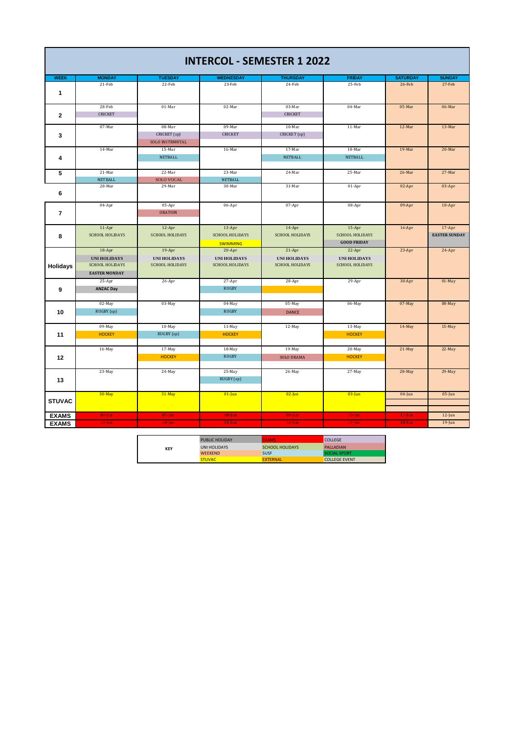# INTERCOL - SEMESTER 1 2022

| WEEK | MONDAY | TUESDAY | WEDNESDAY | THURSDAY | FRIDAY | SATURDAY | SUNDAY |
|---|---|---|---|---|---|---|---|
| 1 | 21-Feb | 22-Feb | 23-Feb | 24-Feb | 25-Feb | 26-Feb | 27-Feb |
| 2 | 28-Feb CRICKET | 01-Mar | 02-Mar | 03-Mar CRICKET | 04-Mar | 05-Mar | 06-Mar |
| 3 | 07-Mar | 08-Mar CRICKET (sp) SOLO INSTRMNTAL | 09-Mar CRICKET | 10-Mar CRICKET (sp) | 11-Mar | 12-Mar | 13-Mar |
| 4 | 14-Mar | 15-Mar NETBALL | 16-Mar | 17-Mar NETBALL | 18-Mar NETBALL | 19-Mar | 20-Mar |
| 5 | 21-Mar NETBALL | 22-Mar SOLO VOCAL | 23-Mar NETBALL | 24-Mar | 25-Mar | 26-Mar | 27-Mar |
| 6 | 28-Mar | 29-Mar | 30-Mar | 31-Mar | 01-Apr | 02-Apr | 03-Apr |
| 7 | 04-Apr | 05-Apr ORATION | 06-Apr | 07-Apr | 08-Apr | 09-Apr | 10-Apr |
| 8 | 11-Apr SCHOOL HOLIDAYS | 12-Apr SCHOOL HOLIDAYS | 13-Apr SCHOOL HOLIDAYS SWIMMING | 14-Apr SCHOOL HOLIDAYS | 15-Apr SCHOOL HOLIDAYS GOOD FRIDAY | 16-Apr | 17-Apr EASTER SUNDAY |
| Holidays | 18-Apr UNI HOLIDAYS SCHOOL HOLIDAYS EASTER MONDAY | 19-Apr UNI HOLIDAYS SCHOOL HOLIDAYS | 20-Apr UNI HOLIDAYS SCHOOL HOLIDAYS | 21-Apr UNI HOLIDAYS SCHOOL HOLIDAYS | 22-Apr UNI HOLIDAYS SCHOOL HOLIDAYS | 23-Apr | 24-Apr |
| 9 | 25-Apr ANZAC Day | 26-Apr | 27-Apr RUGBY | 28-Apr | 29-Apr | 30-Apr | 01-May |
| 10 | 02-May RUGBY (sp) | 03-May | 04-May RUGBY | 05-May DANCE | 06-May | 07-May | 08-May |
| 11 | 09-May HOCKEY | 10-May RUGBY (sp) | 11-May HOCKEY | 12-May | 13-May HOCKEY | 14-May | 15-May |
| 12 | 16-May | 17-May HOCKEY | 18-May RUGBY | 19-May SOLO DRAMA | 20-May HOCKEY | 21-May | 22-May |
| 13 | 23-May | 24-May | 25-May RUGBY (sp) | 26-May | 27-May | 28-May | 29-May |
| STUVAC | 30-May | 31-May | 01-Jun | 02-Jun | 03-Jun | 04-Jun | 05-Jun |
| EXAMS | 06-Jun | 07-Jun | 08-Jun | 09-Jun | 10-Jun | 11-Jun | 12-Jun |
| EXAMS | 13-Jun | 14-Jun | 15-Jun | 16-Jun | 17-Jun | 18-Jun | 19-Jun |

| KEY | | | |
|---|---|---|---|
| | PUBLIC HOLIDAY | EXAMS | COLLEGE |
| | UNI HOLIDAYS | SCHOOL HOLIDAYS | PALLADIAN |
| | WEEKEND | SUSF | SOCIAL SPORT |
| | STUVAC | EXTERNAL | COLLEGE EVENT |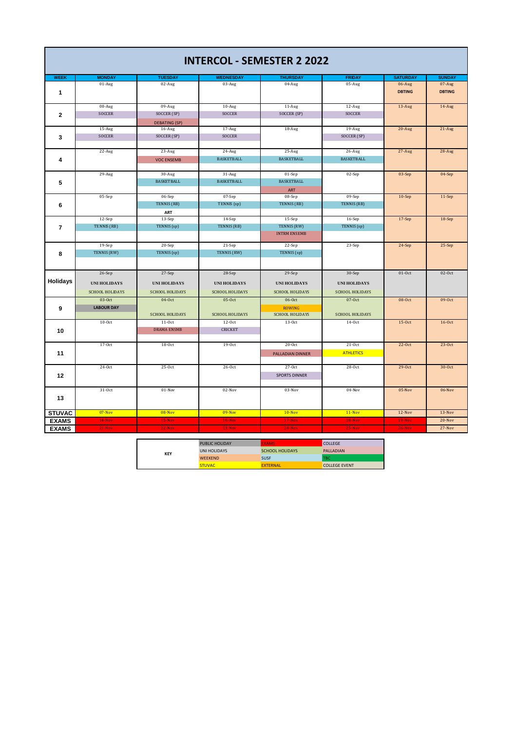# INTERCOL - SEMESTER 2 2022

| WEEK | MONDAY | TUESDAY | WEDNESDAY | THURSDAY | FRIDAY | SATURDAY | SUNDAY |
|---|---|---|---|---|---|---|---|
| 1 | 01-Aug | 02-Aug | 03-Aug | 04-Aug | 05-Aug | 06-Aug DBTING | 07-Aug DBTING |
| 2 | 08-Aug SOCCER | 09-Aug SOCCER (SP) DEBATING (SP) | 10-Aug SOCCER | 11-Aug SOCCER (SP) | 12-Aug SOCCER | 13-Aug | 14-Aug |
| 3 | 15-Aug SOCCER | 16-Aug SOCCER (SP) | 17-Aug SOCCER | 18-Aug | 19-Aug SOCCER (SP) | 20-Aug | 21-Aug |
| 4 | 22-Aug | 23-Aug VOC ENSEMB | 24-Aug BASKETBALL | 25-Aug BASKETBALL | 26-Aug BASKETBALL | 27-Aug | 28-Aug |
| 5 | 29-Aug | 30-Aug BASKETBALL | 31-Aug BASKETBALL | 01-Sep BASKETBALL ART | 02-Sep | 03-Sep | 04-Sep |
| 6 | 05-Sep | 06-Sep TENNIS (RB) ART | 07-Sep TENNIS (sp) | 08-Sep TENNIS (RB) | 09-Sep TENNIS (RB) | 10-Sep | 11-Sep |
| 7 | 12-Sep TENNIS (RB) | 13-Sep TENNIS (sp) | 14-Sep TENNIS (RB) | 15-Sep TENNIS (RW) INTRM ENSEMB | 16-Sep TENNIS (sp) | 17-Sep | 18-Sep |
| 8 | 19-Sep TENNIS (RW) | 20-Sep TENNIS (sp) | 21-Sep TENNIS (RW) | 22-Sep TENNIS (sp) | 23-Sep | 24-Sep | 25-Sep |
| Holidays | 26-Sep UNI HOLIDAYS SCHOOL HOLIDAYS | 27-Sep UNI HOLIDAYS SCHOOL HOLIDAYS | 28-Sep UNI HOLIDAYS SCHOOL HOLIDAYS | 29-Sep UNI HOLIDAYS SCHOOL HOLIDAYS | 30-Sep UNI HOLIDAYS SCHOOL HOLIDAYS | 01-Oct | 02-Oct |
| 9 | 03-Oct LABOUR DAY | 04-Oct SCHOOL HOLIDAYS | 05-Oct SCHOOL HOLIDAYS | 06-Oct ROWING SCHOOL HOLIDAYS | 07-Oct SCHOOL HOLIDAYS | 08-Oct | 09-Oct |
| 10 | 10-Oct | 11-Oct DRAMA ENSMB | 12-Oct CRICKET | 13-Oct | 14-Oct | 15-Oct | 16-Oct |
| 11 | 17-Oct | 18-Oct | 19-Oct | 20-Oct PALLADIAN DINNER | 21-Oct ATHLETICS | 22-Oct | 23-Oct |
| 12 | 24-Oct | 25-Oct | 26-Oct | 27-Oct SPORTS DINNER | 28-Oct | 29-Oct | 30-Oct |
| 13 | 31-Oct | 01-Nov | 02-Nov | 03-Nov | 04-Nov | 05-Nov | 06-Nov |
| STUVAC | 07-Nov | 08-Nov | 09-Nov | 10-Nov | 11-Nov | 12-Nov | 13-Nov |
| EXAMS | 14-Nov | 15-Nov | 16-Nov | 17-Nov | 18-Nov | 19-Nov | 20-Nov |
| EXAMS | 21-Nov | 22-Nov | 23-Nov | 24-Nov | 25-Nov | 26-Nov | 27-Nov |

| KEY | | | |
|---|---|---|---|
| | PUBLIC HOLIDAY | EXAMS | COLLEGE |
| | UNI HOLIDAYS | SCHOOL HOLIDAYS | PALLADIAN |
| | WEEKEND | SUSF | TBC |
| | STUVAC | EXTERNAL | COLLEGE EVENT |